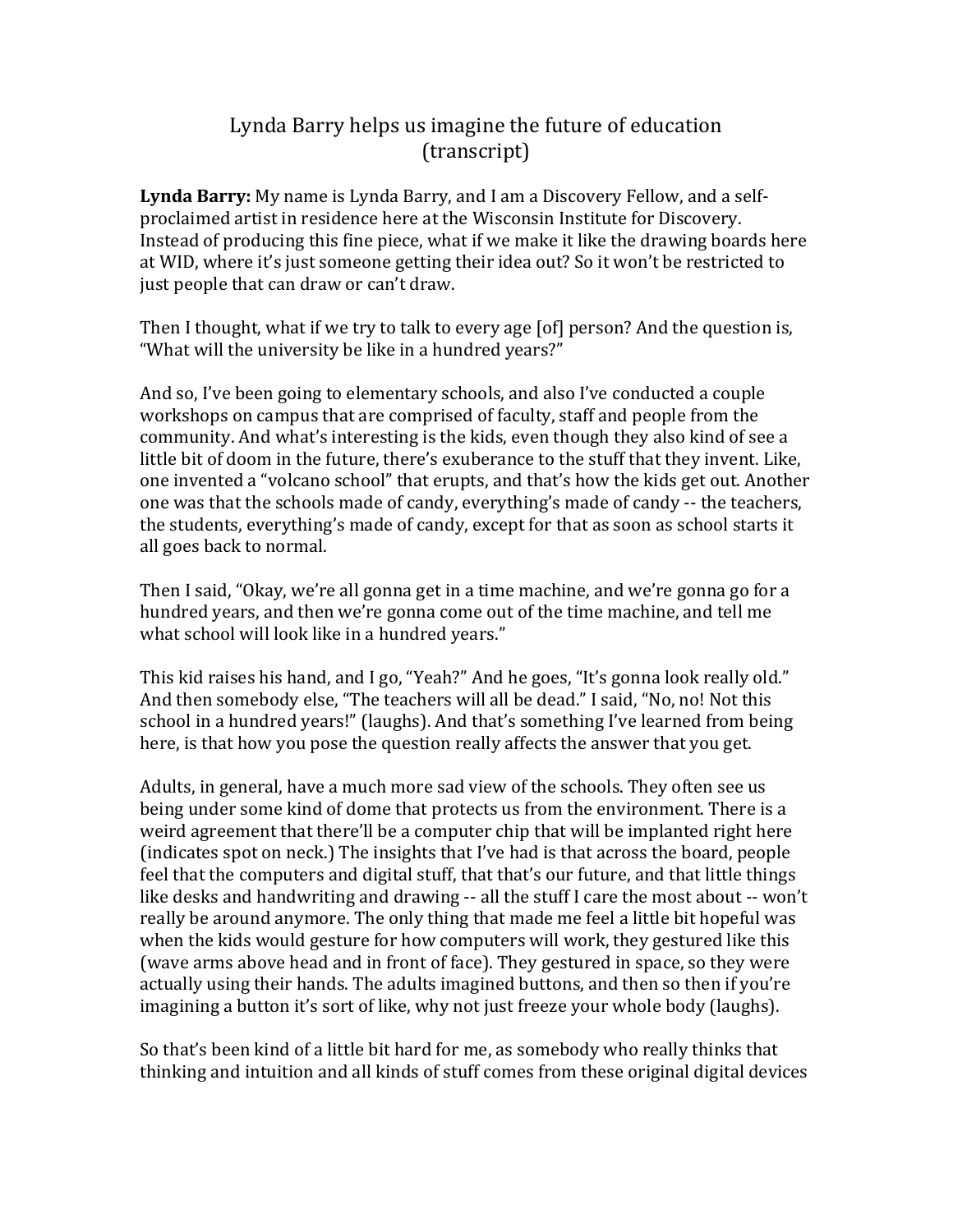# Lynda Barry helps us imagine the future of education (transcript)

**Lynda Barry:** My name is Lynda Barry, and I am a Discovery Fellow, and a self-proclaimed artist in residence here at the Wisconsin Institute for Discovery. Instead of producing this fine piece, what if we make it like the drawing boards here at WID, where it's just someone getting their idea out? So it won't be restricted to just people that can draw or can't draw.

Then I thought, what if we try to talk to every age [of] person? And the question is, "What will the university be like in a hundred years?"

And so, I've been going to elementary schools, and also I've conducted a couple workshops on campus that are comprised of faculty, staff and people from the community. And what's interesting is the kids, even though they also kind of see a little bit of doom in the future, there's exuberance to the stuff that they invent. Like, one invented a "volcano school" that erupts, and that's how the kids get out. Another one was that the schools made of candy, everything's made of candy -- the teachers, the students, everything's made of candy, except for that as soon as school starts it all goes back to normal.

Then I said, "Okay, we're all gonna get in a time machine, and we're gonna go for a hundred years, and then we're gonna come out of the time machine, and tell me what school will look like in a hundred years."

This kid raises his hand, and I go, "Yeah?" And he goes, "It's gonna look really old." And then somebody else, "The teachers will all be dead." I said, "No, no! Not this school in a hundred years!" (laughs). And that's something I've learned from being here, is that how you pose the question really affects the answer that you get.

Adults, in general, have a much more sad view of the schools. They often see us being under some kind of dome that protects us from the environment. There is a weird agreement that there'll be a computer chip that will be implanted right here (indicates spot on neck.) The insights that I've had is that across the board, people feel that the computers and digital stuff, that that's our future, and that little things like desks and handwriting and drawing -- all the stuff I care the most about -- won't really be around anymore. The only thing that made me feel a little bit hopeful was when the kids would gesture for how computers will work, they gestured like this (wave arms above head and in front of face). They gestured in space, so they were actually using their hands. The adults imagined buttons, and then so then if you're imagining a button it's sort of like, why not just freeze your whole body (laughs).

So that's been kind of a little bit hard for me, as somebody who really thinks that thinking and intuition and all kinds of stuff comes from these original digital devices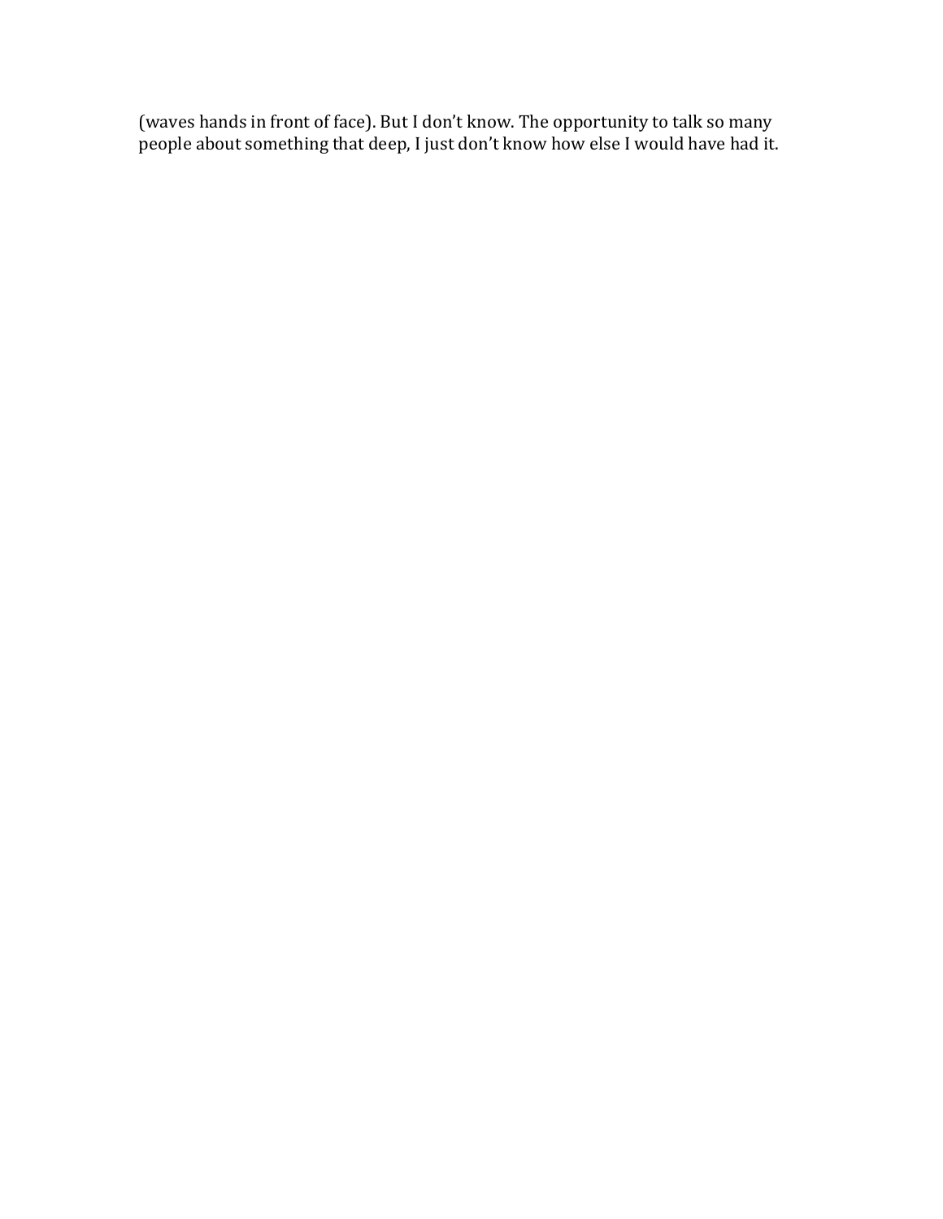(waves hands in front of face). But I don't know. The opportunity to talk so many people about something that deep, I just don't know how else I would have had it.